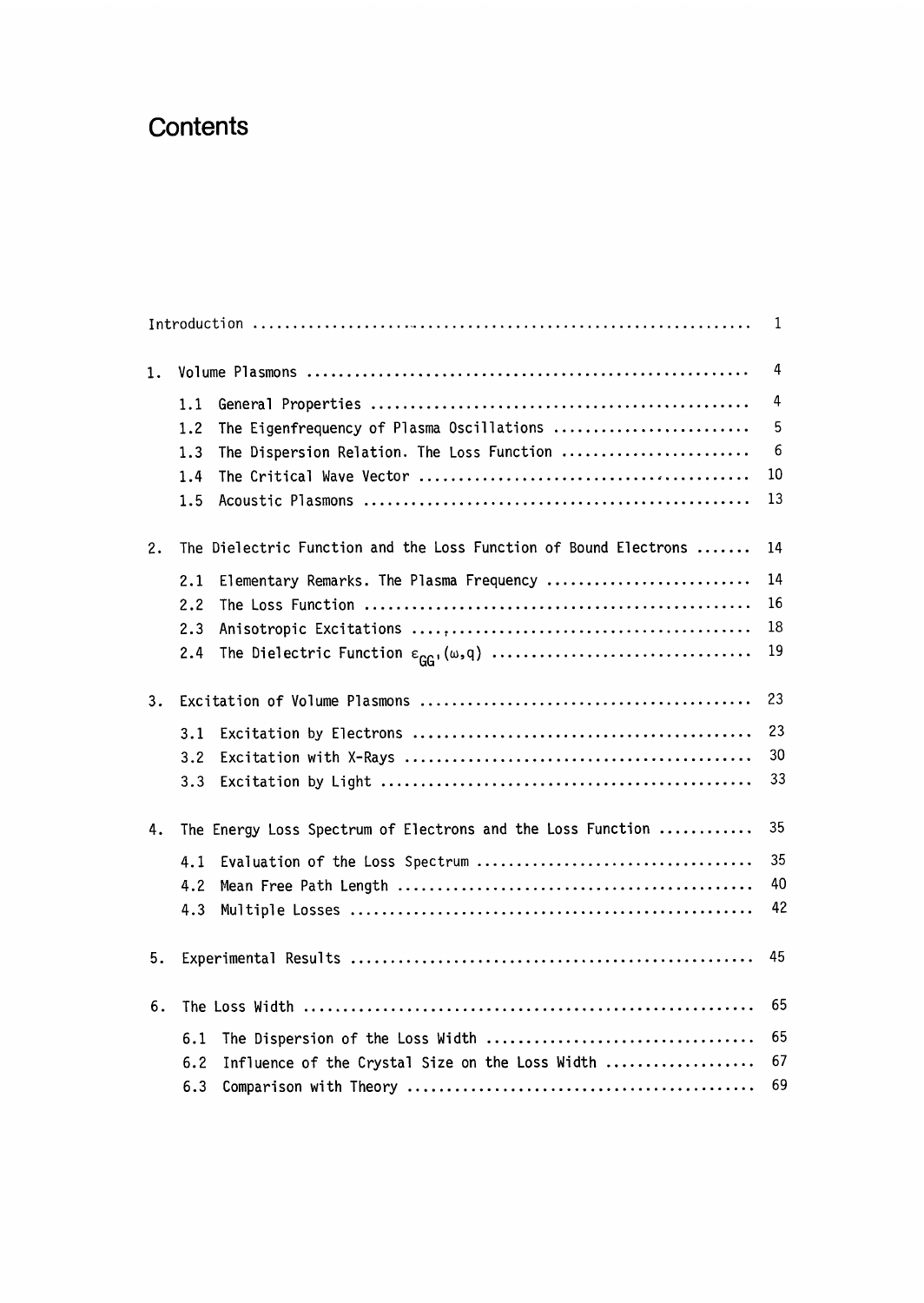# Contents

Introduction ........................................................ 1

1. Volume Plasmons ........................................................ 4
   - 1.1 General Properties ........................................................ 4
   - 1.2 The Eigenfrequency of Plasma Oscillations ........................................................ 5
   - 1.3 The Dispersion Relation. The Loss Function ........................................................ 6
   - 1.4 The Critical Wave Vector ........................................................ 10
   - 1.5 Acoustic Plasmons ........................................................ 13

2. The Dielectric Function and the Loss Function of Bound Electrons ....... 14
   - 2.1 Elementary Remarks. The Plasma Frequency ........................................................ 14
   - 2.2 The Loss Function ........................................................ 16
   - 2.3 Anisotropic Excitations ........................................................ 18
   - 2.4 The Dielectric Function $\varepsilon_{GG'}(\omega,q)$ ........................................................ 19

3. Excitation of Volume Plasmons ........................................................ 23
   - 3.1 Excitation by Electrons ........................................................ 23
   - 3.2 Excitation with X-Rays ........................................................ 30
   - 3.3 Excitation by Light ........................................................ 33

4. The Energy Loss Spectrum of Electrons and the Loss Function ........... 35
   - 4.1 Evaluation of the Loss Spectrum ........................................................ 35
   - 4.2 Mean Free Path Length ........................................................ 40
   - 4.3 Multiple Losses ........................................................ 42

5. Experimental Results ........................................................ 45

6. The Loss Width ........................................................ 65
   - 6.1 The Dispersion of the Loss Width ........................................................ 65
   - 6.2 Influence of the Crystal Size on the Loss Width ........................................................ 67
   - 6.3 Comparison with Theory ........................................................ 69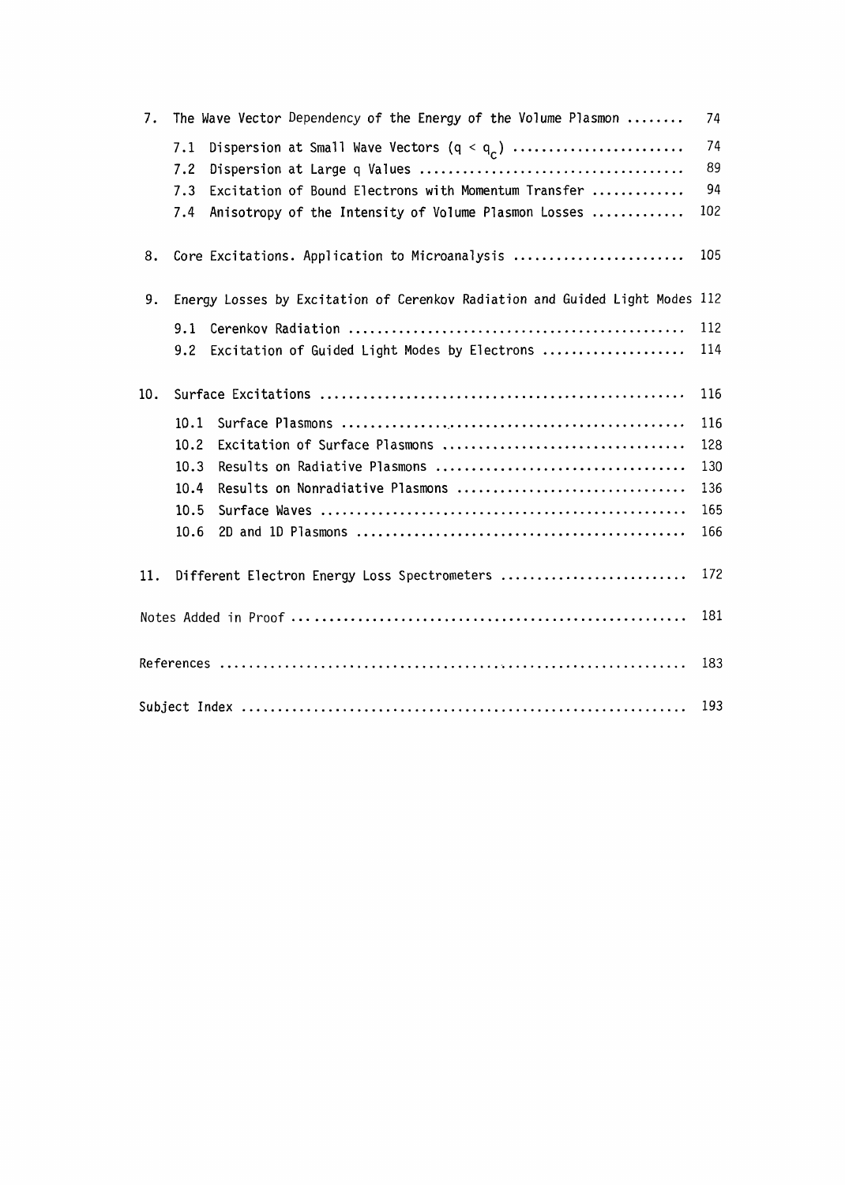7. The Wave Vector Dependency of the Energy of the Volume Plasmon ........ 74
   - 7.1 Dispersion at Small Wave Vectors ($q < q_c$) ........................ 74
   - 7.2 Dispersion at Large q Values ..................................... 89
   - 7.3 Excitation of Bound Electrons with Momentum Transfer ............. 94
   - 7.4 Anisotropy of the Intensity of Volume Plasmon Losses ............ 102

8. Core Excitations. Application to Microanalysis ........................ 105

9. Energy Losses by Excitation of Cerenkov Radiation and Guided Light Modes 112
   - 9.1 Cerenkov Radiation .............................................. 112
   - 9.2 Excitation of Guided Light Modes by Electrons ................... 114

10. Surface Excitations .................................................. 116
    - 10.1 Surface Plasmons ............................................... 116
    - 10.2 Excitation of Surface Plasmons ................................. 128
    - 10.3 Results on Radiative Plasmons .................................. 130
    - 10.4 Results on Nonradiative Plasmons ............................... 136
    - 10.5 Surface Waves .................................................. 165
    - 10.6 2D and 1D Plasmons ............................................. 166

11. Different Electron Energy Loss Spectrometers ......................... 172

Notes Added in Proof ..................................................... 181

References ............................................................... 183

Subject Index ............................................................ 193